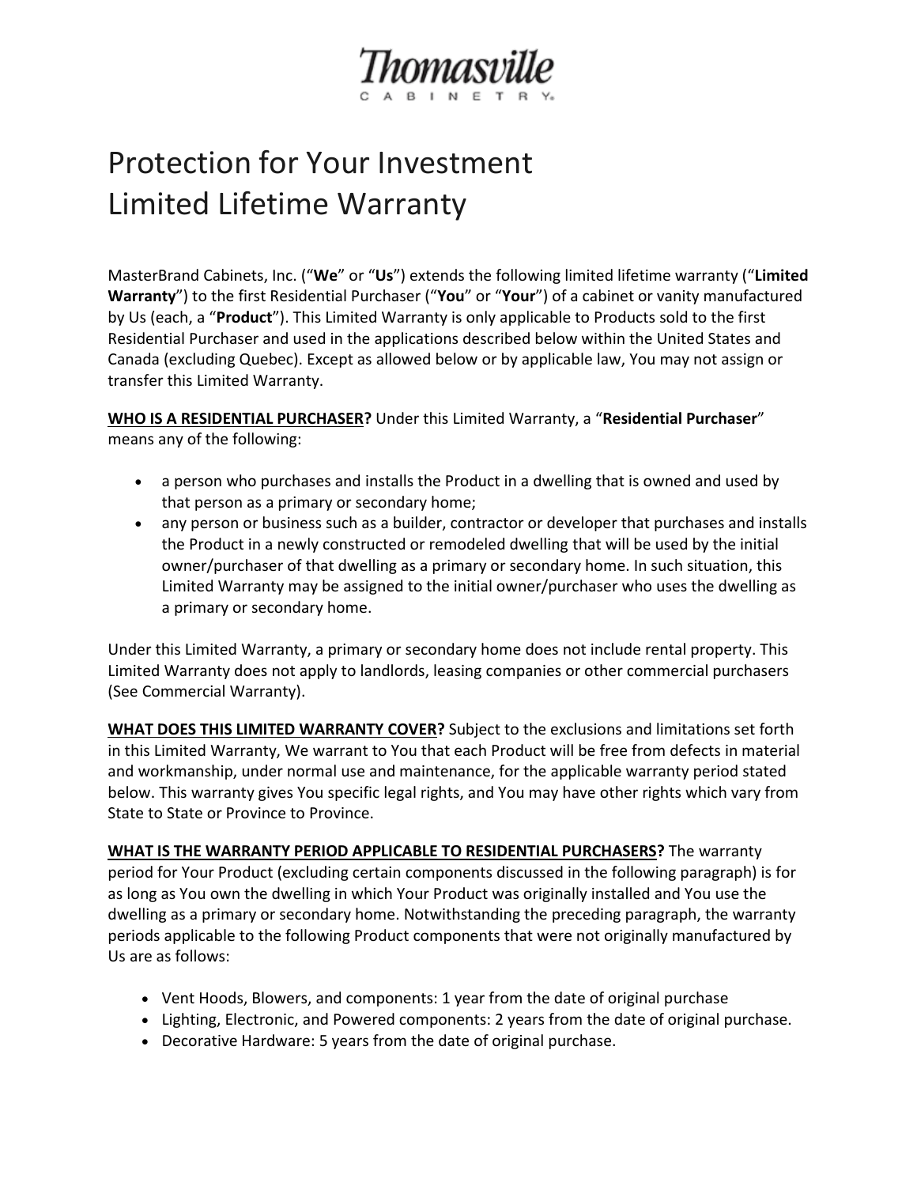Thomasville
CABINETRY

# Protection for Your Investment
# Limited Lifetime Warranty

MasterBrand Cabinets, Inc. ("**We**" or "**Us**") extends the following limited lifetime warranty ("**Limited Warranty**") to the first Residential Purchaser ("**You**" or "**Your**") of a cabinet or vanity manufactured by Us (each, a "**Product**"). This Limited Warranty is only applicable to Products sold to the first Residential Purchaser and used in the applications described below within the United States and Canada (excluding Quebec). Except as allowed below or by applicable law, You may not assign or transfer this Limited Warranty.

**WHO IS A RESIDENTIAL PURCHASER?** Under this Limited Warranty, a "**Residential Purchaser**" means any of the following:

- a person who purchases and installs the Product in a dwelling that is owned and used by that person as a primary or secondary home;
- any person or business such as a builder, contractor or developer that purchases and installs the Product in a newly constructed or remodeled dwelling that will be used by the initial owner/purchaser of that dwelling as a primary or secondary home. In such situation, this Limited Warranty may be assigned to the initial owner/purchaser who uses the dwelling as a primary or secondary home.

Under this Limited Warranty, a primary or secondary home does not include rental property. This Limited Warranty does not apply to landlords, leasing companies or other commercial purchasers (See Commercial Warranty).

**WHAT DOES THIS LIMITED WARRANTY COVER?** Subject to the exclusions and limitations set forth in this Limited Warranty, We warrant to You that each Product will be free from defects in material and workmanship, under normal use and maintenance, for the applicable warranty period stated below. This warranty gives You specific legal rights, and You may have other rights which vary from State to State or Province to Province.

**WHAT IS THE WARRANTY PERIOD APPLICABLE TO RESIDENTIAL PURCHASERS?** The warranty period for Your Product (excluding certain components discussed in the following paragraph) is for as long as You own the dwelling in which Your Product was originally installed and You use the dwelling as a primary or secondary home. Notwithstanding the preceding paragraph, the warranty periods applicable to the following Product components that were not originally manufactured by Us are as follows:

- Vent Hoods, Blowers, and components: 1 year from the date of original purchase
- Lighting, Electronic, and Powered components: 2 years from the date of original purchase.
- Decorative Hardware: 5 years from the date of original purchase.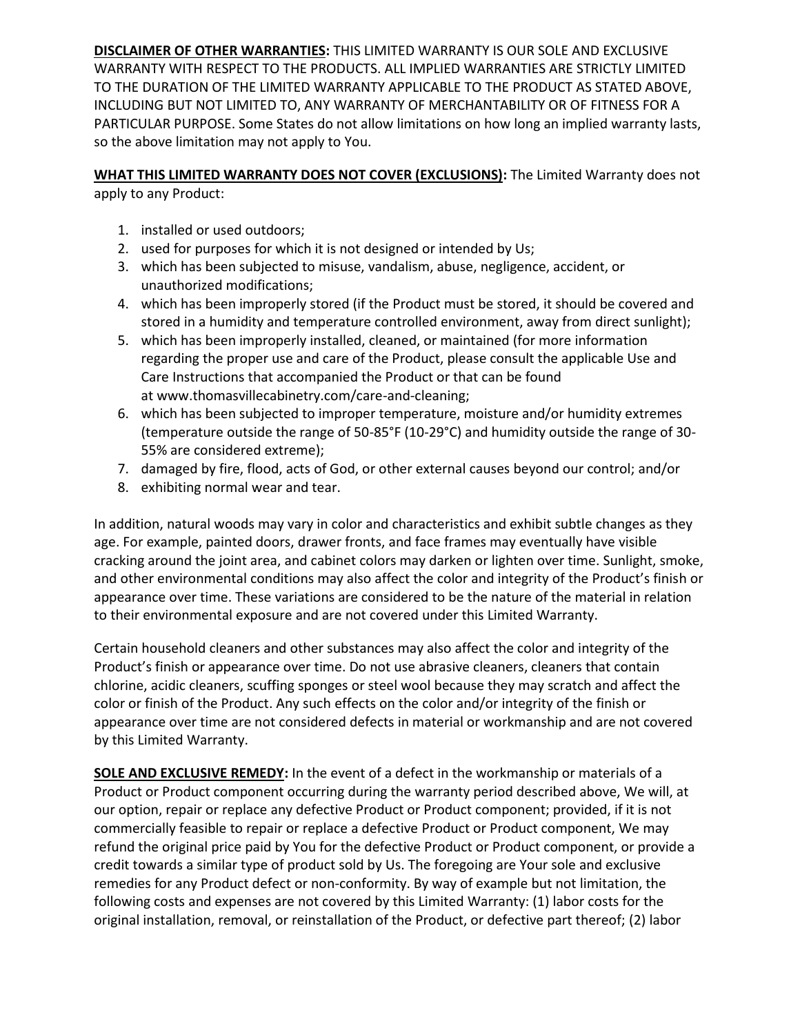**DISCLAIMER OF OTHER WARRANTIES:** THIS LIMITED WARRANTY IS OUR SOLE AND EXCLUSIVE WARRANTY WITH RESPECT TO THE PRODUCTS. ALL IMPLIED WARRANTIES ARE STRICTLY LIMITED TO THE DURATION OF THE LIMITED WARRANTY APPLICABLE TO THE PRODUCT AS STATED ABOVE, INCLUDING BUT NOT LIMITED TO, ANY WARRANTY OF MERCHANTABILITY OR OF FITNESS FOR A PARTICULAR PURPOSE. Some States do not allow limitations on how long an implied warranty lasts, so the above limitation may not apply to You.

**WHAT THIS LIMITED WARRANTY DOES NOT COVER (EXCLUSIONS):** The Limited Warranty does not apply to any Product:

1. installed or used outdoors;
2. used for purposes for which it is not designed or intended by Us;
3. which has been subjected to misuse, vandalism, abuse, negligence, accident, or unauthorized modifications;
4. which has been improperly stored (if the Product must be stored, it should be covered and stored in a humidity and temperature controlled environment, away from direct sunlight);
5. which has been improperly installed, cleaned, or maintained (for more information regarding the proper use and care of the Product, please consult the applicable Use and Care Instructions that accompanied the Product or that can be found at www.thomasvillecabinetry.com/care-and-cleaning;
6. which has been subjected to improper temperature, moisture and/or humidity extremes (temperature outside the range of 50-85°F (10-29°C) and humidity outside the range of 30-55% are considered extreme);
7. damaged by fire, flood, acts of God, or other external causes beyond our control; and/or
8. exhibiting normal wear and tear.

In addition, natural woods may vary in color and characteristics and exhibit subtle changes as they age. For example, painted doors, drawer fronts, and face frames may eventually have visible cracking around the joint area, and cabinet colors may darken or lighten over time. Sunlight, smoke, and other environmental conditions may also affect the color and integrity of the Product's finish or appearance over time. These variations are considered to be the nature of the material in relation to their environmental exposure and are not covered under this Limited Warranty.

Certain household cleaners and other substances may also affect the color and integrity of the Product's finish or appearance over time. Do not use abrasive cleaners, cleaners that contain chlorine, acidic cleaners, scuffing sponges or steel wool because they may scratch and affect the color or finish of the Product. Any such effects on the color and/or integrity of the finish or appearance over time are not considered defects in material or workmanship and are not covered by this Limited Warranty.

**SOLE AND EXCLUSIVE REMEDY:** In the event of a defect in the workmanship or materials of a Product or Product component occurring during the warranty period described above, We will, at our option, repair or replace any defective Product or Product component; provided, if it is not commercially feasible to repair or replace a defective Product or Product component, We may refund the original price paid by You for the defective Product or Product component, or provide a credit towards a similar type of product sold by Us. The foregoing are Your sole and exclusive remedies for any Product defect or non-conformity. By way of example but not limitation, the following costs and expenses are not covered by this Limited Warranty: (1) labor costs for the original installation, removal, or reinstallation of the Product, or defective part thereof; (2) labor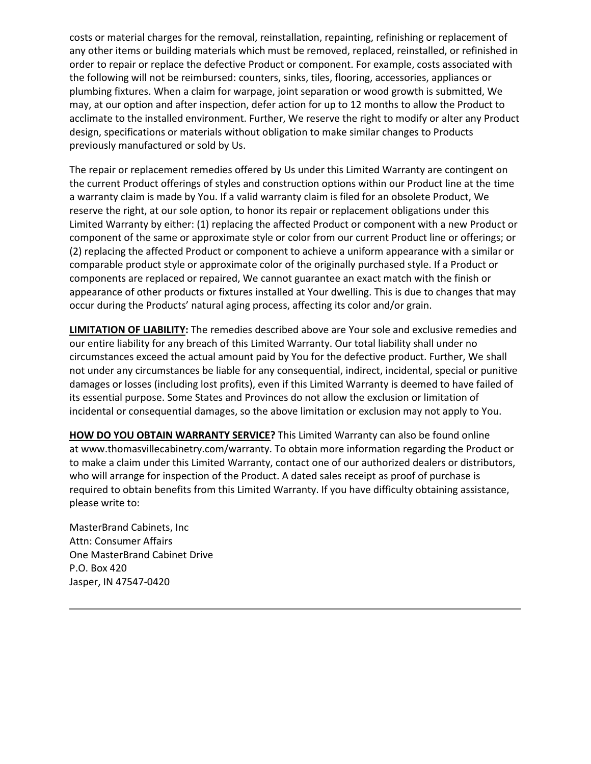costs or material charges for the removal, reinstallation, repainting, refinishing or replacement of any other items or building materials which must be removed, replaced, reinstalled, or refinished in order to repair or replace the defective Product or component. For example, costs associated with the following will not be reimbursed: counters, sinks, tiles, flooring, accessories, appliances or plumbing fixtures. When a claim for warpage, joint separation or wood growth is submitted, We may, at our option and after inspection, defer action for up to 12 months to allow the Product to acclimate to the installed environment. Further, We reserve the right to modify or alter any Product design, specifications or materials without obligation to make similar changes to Products previously manufactured or sold by Us.

The repair or replacement remedies offered by Us under this Limited Warranty are contingent on the current Product offerings of styles and construction options within our Product line at the time a warranty claim is made by You. If a valid warranty claim is filed for an obsolete Product, We reserve the right, at our sole option, to honor its repair or replacement obligations under this Limited Warranty by either: (1) replacing the affected Product or component with a new Product or component of the same or approximate style or color from our current Product line or offerings; or (2) replacing the affected Product or component to achieve a uniform appearance with a similar or comparable product style or approximate color of the originally purchased style. If a Product or components are replaced or repaired, We cannot guarantee an exact match with the finish or appearance of other products or fixtures installed at Your dwelling. This is due to changes that may occur during the Products' natural aging process, affecting its color and/or grain.

**LIMITATION OF LIABILITY:** The remedies described above are Your sole and exclusive remedies and our entire liability for any breach of this Limited Warranty. Our total liability shall under no circumstances exceed the actual amount paid by You for the defective product. Further, We shall not under any circumstances be liable for any consequential, indirect, incidental, special or punitive damages or losses (including lost profits), even if this Limited Warranty is deemed to have failed of its essential purpose. Some States and Provinces do not allow the exclusion or limitation of incidental or consequential damages, so the above limitation or exclusion may not apply to You.

**HOW DO YOU OBTAIN WARRANTY SERVICE?** This Limited Warranty can also be found online at www.thomasvillecabinetry.com/warranty. To obtain more information regarding the Product or to make a claim under this Limited Warranty, contact one of our authorized dealers or distributors, who will arrange for inspection of the Product. A dated sales receipt as proof of purchase is required to obtain benefits from this Limited Warranty. If you have difficulty obtaining assistance, please write to:

MasterBrand Cabinets, Inc  
Attn: Consumer Affairs  
One MasterBrand Cabinet Drive  
P.O. Box 420  
Jasper, IN 47547-0420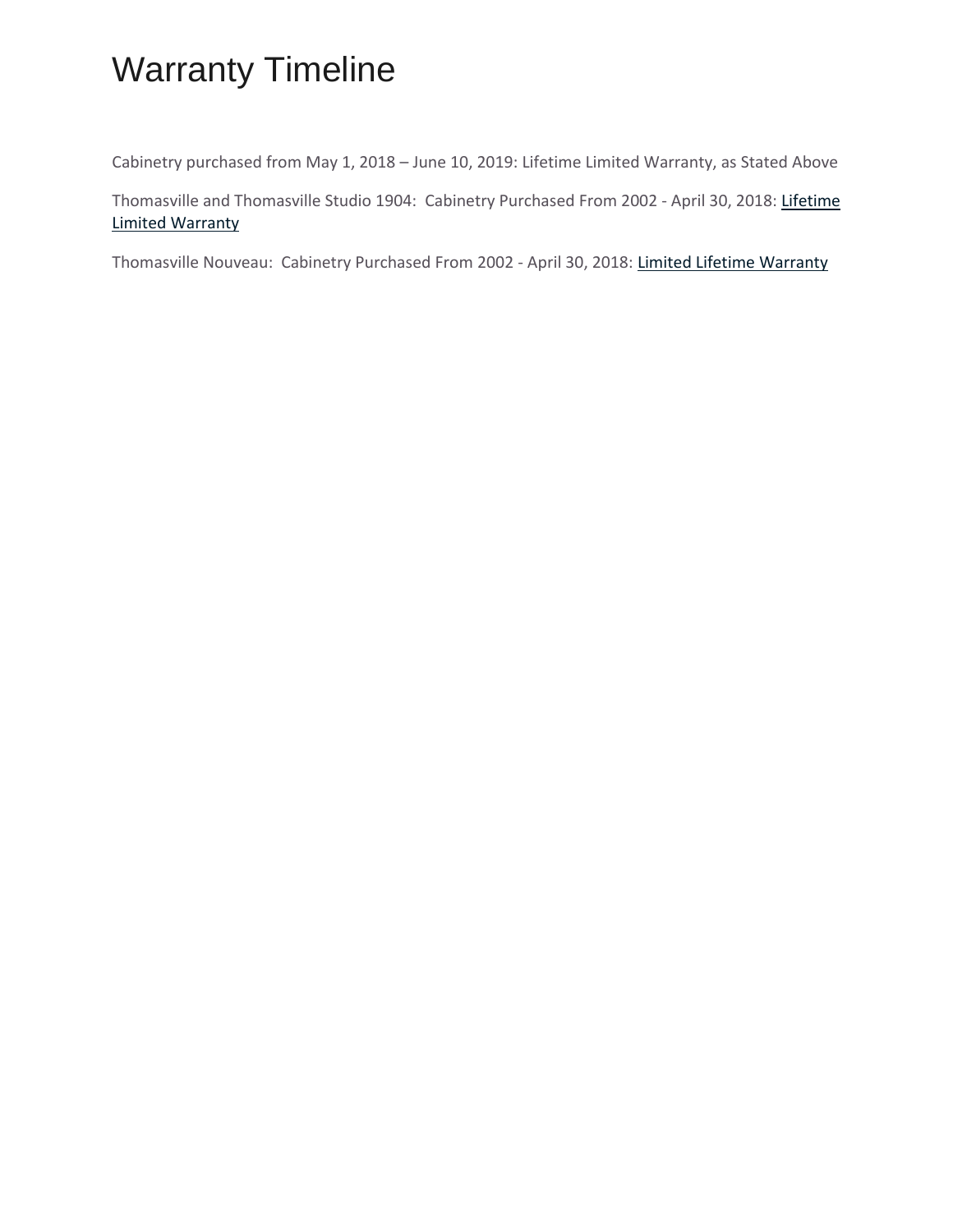# Warranty Timeline

Cabinetry purchased from May 1, 2018 – June 10, 2019: Lifetime Limited Warranty, as Stated Above

Thomasville and Thomasville Studio 1904: Cabinetry Purchased From 2002 - April 30, 2018: Lifetime Limited Warranty

Thomasville Nouveau: Cabinetry Purchased From 2002 - April 30, 2018: Limited Lifetime Warranty